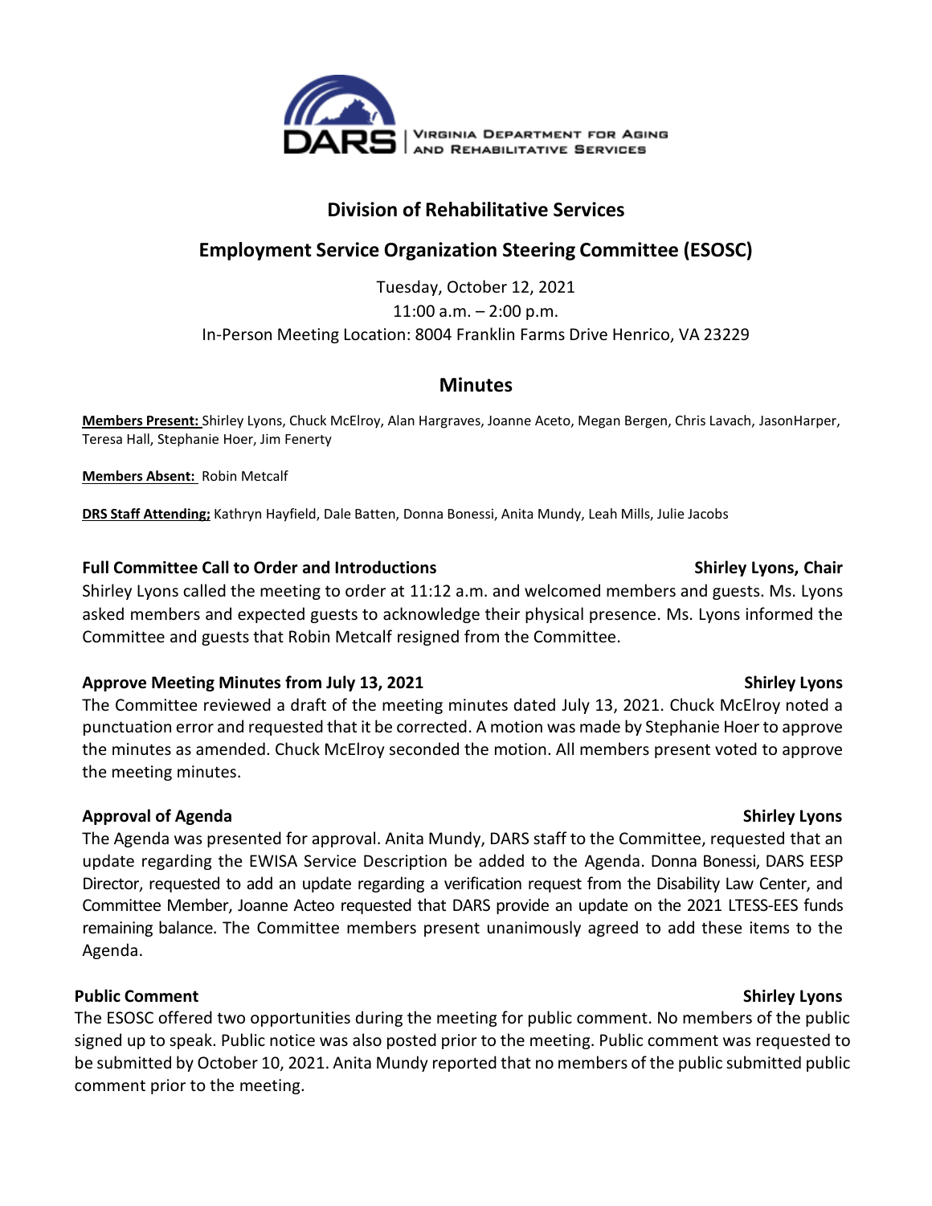VIRGINIA DEPARTMENT FOR AGING AND REHABILITATIVE SERVICES

# Division of Rehabilitative Services

## Employment Service Organization Steering Committee (ESOSC)

Tuesday, October 12, 2021
11:00 a.m. – 2:00 p.m.
In-Person Meeting Location: 8004 Franklin Farms Drive Henrico, VA 23229

## Minutes

**Members Present:** Shirley Lyons, Chuck McElroy, Alan Hargraves, Joanne Aceto, Megan Bergen, Chris Lavach, JasonHarper, Teresa Hall, Stephanie Hoer, Jim Fenerty

**Members Absent:** Robin Metcalf

**DRS Staff Attending;** Kathryn Hayfield, Dale Batten, Donna Bonessi, Anita Mundy, Leah Mills, Julie Jacobs

**Full Committee Call to Order and Introductions** — **Shirley Lyons, Chair**

Shirley Lyons called the meeting to order at 11:12 a.m. and welcomed members and guests. Ms. Lyons asked members and expected guests to acknowledge their physical presence. Ms. Lyons informed the Committee and guests that Robin Metcalf resigned from the Committee.

**Approve Meeting Minutes from July 13, 2021** — **Shirley Lyons**

The Committee reviewed a draft of the meeting minutes dated July 13, 2021. Chuck McElroy noted a punctuation error and requested that it be corrected. A motion was made by Stephanie Hoer to approve the minutes as amended. Chuck McElroy seconded the motion. All members present voted to approve the meeting minutes.

**Approval of Agenda** — **Shirley Lyons**

The Agenda was presented for approval. Anita Mundy, DARS staff to the Committee, requested that an update regarding the EWISA Service Description be added to the Agenda. Donna Bonessi, DARS EESP Director, requested to add an update regarding a verification request from the Disability Law Center, and Committee Member, Joanne Acteo requested that DARS provide an update on the 2021 LTESS-EES funds remaining balance. The Committee members present unanimously agreed to add these items to the Agenda.

**Public Comment** — **Shirley Lyons**

The ESOSC offered two opportunities during the meeting for public comment. No members of the public signed up to speak. Public notice was also posted prior to the meeting. Public comment was requested to be submitted by October 10, 2021. Anita Mundy reported that no members of the public submitted public comment prior to the meeting.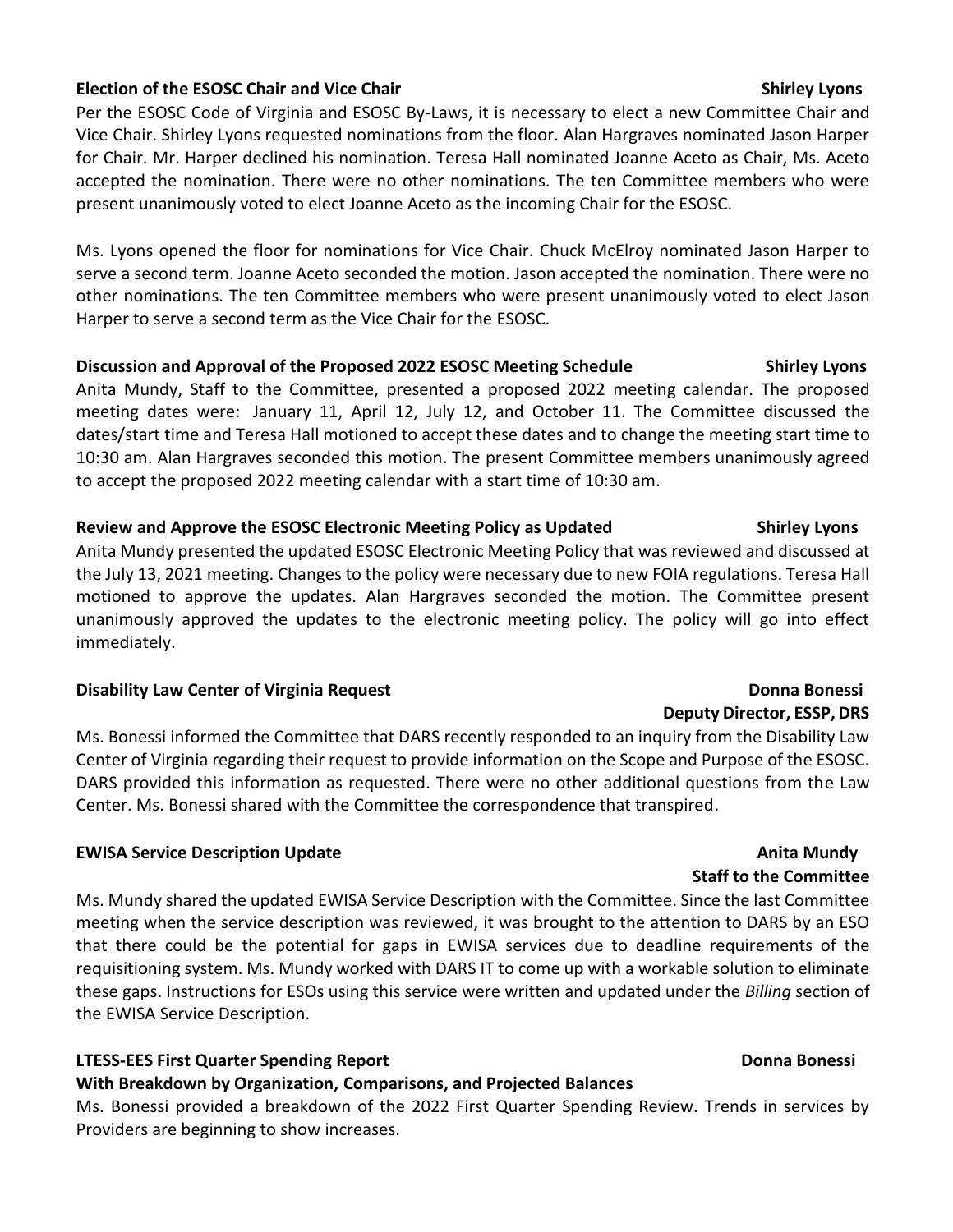**Election of the ESOSC Chair and Vice Chair** **Shirley Lyons**

Per the ESOSC Code of Virginia and ESOSC By-Laws, it is necessary to elect a new Committee Chair and Vice Chair. Shirley Lyons requested nominations from the floor. Alan Hargraves nominated Jason Harper for Chair. Mr. Harper declined his nomination. Teresa Hall nominated Joanne Aceto as Chair, Ms. Aceto accepted the nomination. There were no other nominations. The ten Committee members who were present unanimously voted to elect Joanne Aceto as the incoming Chair for the ESOSC.

Ms. Lyons opened the floor for nominations for Vice Chair. Chuck McElroy nominated Jason Harper to serve a second term. Joanne Aceto seconded the motion. Jason accepted the nomination. There were no other nominations. The ten Committee members who were present unanimously voted to elect Jason Harper to serve a second term as the Vice Chair for the ESOSC.

**Discussion and Approval of the Proposed 2022 ESOSC Meeting Schedule** **Shirley Lyons**

Anita Mundy, Staff to the Committee, presented a proposed 2022 meeting calendar. The proposed meeting dates were: January 11, April 12, July 12, and October 11. The Committee discussed the dates/start time and Teresa Hall motioned to accept these dates and to change the meeting start time to 10:30 am. Alan Hargraves seconded this motion. The present Committee members unanimously agreed to accept the proposed 2022 meeting calendar with a start time of 10:30 am.

**Review and Approve the ESOSC Electronic Meeting Policy as Updated** **Shirley Lyons**

Anita Mundy presented the updated ESOSC Electronic Meeting Policy that was reviewed and discussed at the July 13, 2021 meeting. Changes to the policy were necessary due to new FOIA regulations. Teresa Hall motioned to approve the updates. Alan Hargraves seconded the motion. The Committee present unanimously approved the updates to the electronic meeting policy. The policy will go into effect immediately.

**Disability Law Center of Virginia Request** **Donna Bonessi**
**Deputy Director, ESSP, DRS**

Ms. Bonessi informed the Committee that DARS recently responded to an inquiry from the Disability Law Center of Virginia regarding their request to provide information on the Scope and Purpose of the ESOSC. DARS provided this information as requested. There were no other additional questions from the Law Center. Ms. Bonessi shared with the Committee the correspondence that transpired.

**EWISA Service Description Update** **Anita Mundy**
**Staff to the Committee**

Ms. Mundy shared the updated EWISA Service Description with the Committee. Since the last Committee meeting when the service description was reviewed, it was brought to the attention to DARS by an ESO that there could be the potential for gaps in EWISA services due to deadline requirements of the requisitioning system. Ms. Mundy worked with DARS IT to come up with a workable solution to eliminate these gaps. Instructions for ESOs using this service were written and updated under the *Billing* section of the EWISA Service Description.

**LTESS-EES First Quarter Spending Report** **Donna Bonessi**
**With Breakdown by Organization, Comparisons, and Projected Balances**

Ms. Bonessi provided a breakdown of the 2022 First Quarter Spending Review. Trends in services by Providers are beginning to show increases.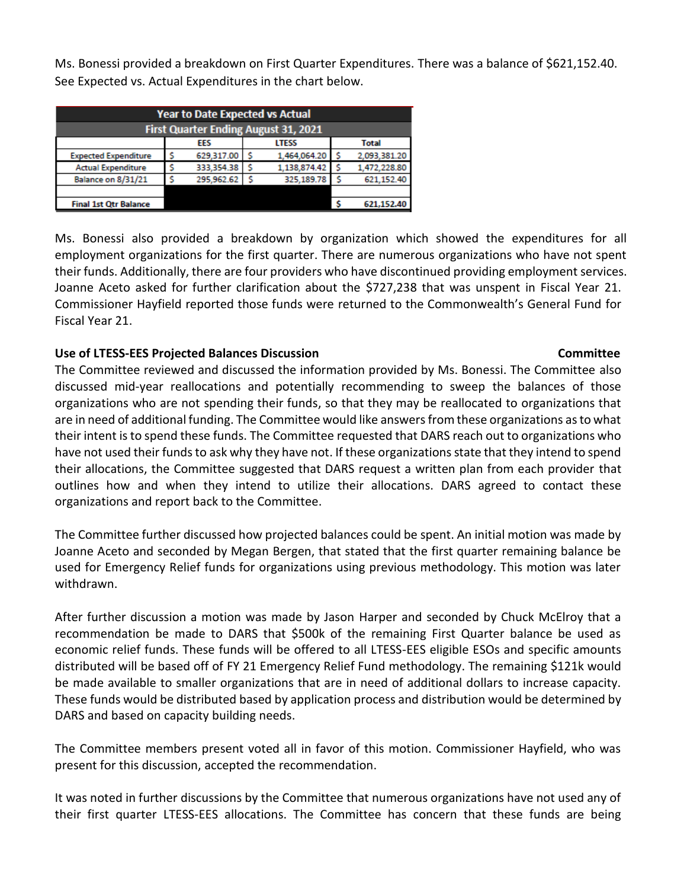Ms. Bonessi provided a breakdown on First Quarter Expenditures. There was a balance of $621,152.40. See Expected vs. Actual Expenditures in the chart below.

| Year to Date Expected vs Actual | | | |
|---|---|---|---|
| First Quarter Ending August 31, 2021 | | | |
| | EES | LTESS | Total |
| Expected Expenditure | $ 629,317.00 | $ 1,464,064.20 | $ 2,093,381.20 |
| Actual Expenditure | $ 333,354.38 | $ 1,138,874.42 | $ 1,472,228.80 |
| Balance on 8/31/21 | $ 295,962.62 | $ 325,189.78 | $ 621,152.40 |
| | | | |
| **Final 1st Qtr Balance** | | | **$ 621,152.40** |

Ms. Bonessi also provided a breakdown by organization which showed the expenditures for all employment organizations for the first quarter. There are numerous organizations who have not spent their funds. Additionally, there are four providers who have discontinued providing employment services. Joanne Aceto asked for further clarification about the $727,238 that was unspent in Fiscal Year 21. Commissioner Hayfield reported those funds were returned to the Commonwealth's General Fund for Fiscal Year 21.

**Use of LTESS-EES Projected Balances Discussion** **Committee**

The Committee reviewed and discussed the information provided by Ms. Bonessi. The Committee also discussed mid-year reallocations and potentially recommending to sweep the balances of those organizations who are not spending their funds, so that they may be reallocated to organizations that are in need of additional funding. The Committee would like answers from these organizations as to what their intent is to spend these funds. The Committee requested that DARS reach out to organizations who have not used their funds to ask why they have not. If these organizations state that they intend to spend their allocations, the Committee suggested that DARS request a written plan from each provider that outlines how and when they intend to utilize their allocations. DARS agreed to contact these organizations and report back to the Committee.

The Committee further discussed how projected balances could be spent. An initial motion was made by Joanne Aceto and seconded by Megan Bergen, that stated that the first quarter remaining balance be used for Emergency Relief funds for organizations using previous methodology. This motion was later withdrawn.

After further discussion a motion was made by Jason Harper and seconded by Chuck McElroy that a recommendation be made to DARS that $500k of the remaining First Quarter balance be used as economic relief funds. These funds will be offered to all LTESS-EES eligible ESOs and specific amounts distributed will be based off of FY 21 Emergency Relief Fund methodology. The remaining $121k would be made available to smaller organizations that are in need of additional dollars to increase capacity. These funds would be distributed based by application process and distribution would be determined by DARS and based on capacity building needs.

The Committee members present voted all in favor of this motion. Commissioner Hayfield, who was present for this discussion, accepted the recommendation.

It was noted in further discussions by the Committee that numerous organizations have not used any of their first quarter LTESS-EES allocations. The Committee has concern that these funds are being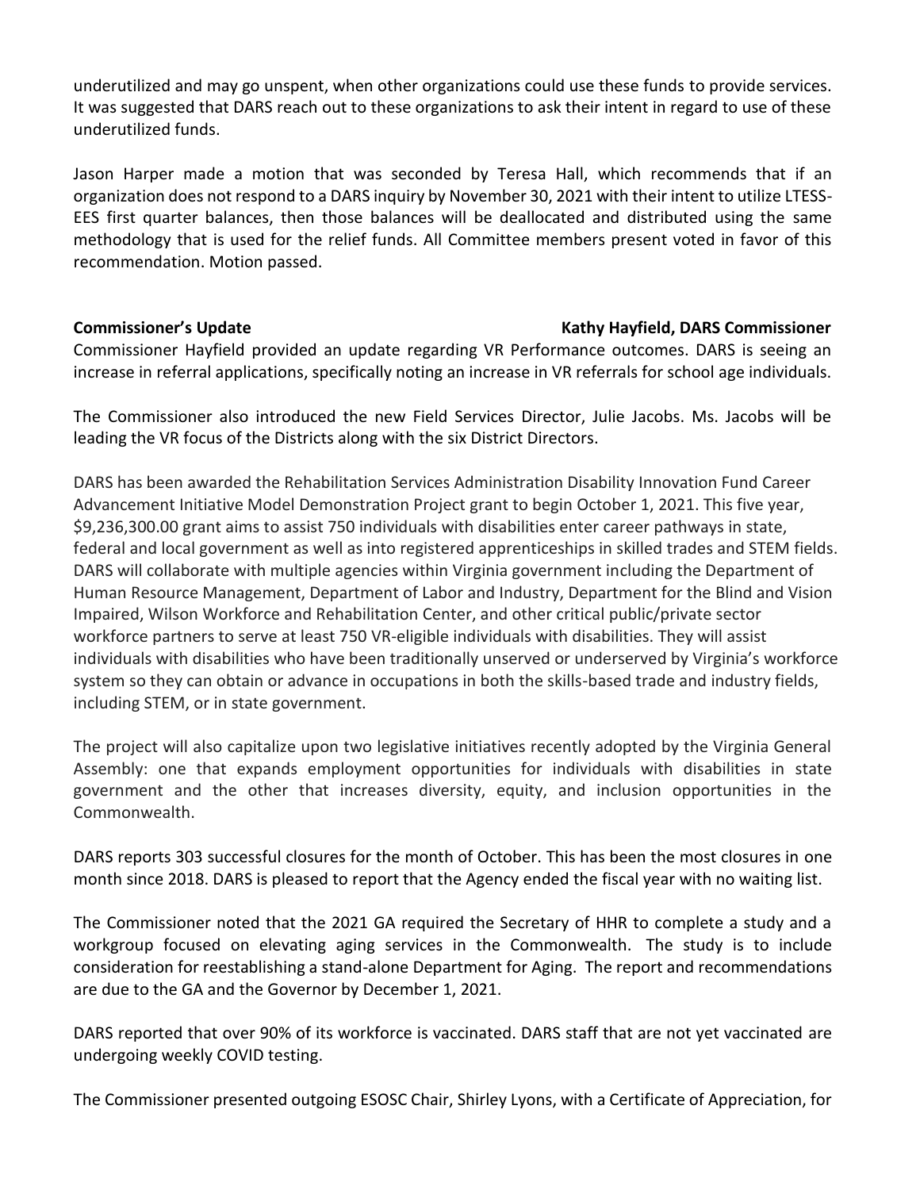underutilized and may go unspent, when other organizations could use these funds to provide services. It was suggested that DARS reach out to these organizations to ask their intent in regard to use of these underutilized funds.

Jason Harper made a motion that was seconded by Teresa Hall, which recommends that if an organization does not respond to a DARS inquiry by November 30, 2021 with their intent to utilize LTESS-EES first quarter balances, then those balances will be deallocated and distributed using the same methodology that is used for the relief funds. All Committee members present voted in favor of this recommendation. Motion passed.

**Commissioner's Update** **Kathy Hayfield, DARS Commissioner**

Commissioner Hayfield provided an update regarding VR Performance outcomes. DARS is seeing an increase in referral applications, specifically noting an increase in VR referrals for school age individuals.

The Commissioner also introduced the new Field Services Director, Julie Jacobs. Ms. Jacobs will be leading the VR focus of the Districts along with the six District Directors.

DARS has been awarded the Rehabilitation Services Administration Disability Innovation Fund Career Advancement Initiative Model Demonstration Project grant to begin October 1, 2021. This five year, $9,236,300.00 grant aims to assist 750 individuals with disabilities enter career pathways in state, federal and local government as well as into registered apprenticeships in skilled trades and STEM fields. DARS will collaborate with multiple agencies within Virginia government including the Department of Human Resource Management, Department of Labor and Industry, Department for the Blind and Vision Impaired, Wilson Workforce and Rehabilitation Center, and other critical public/private sector workforce partners to serve at least 750 VR-eligible individuals with disabilities. They will assist individuals with disabilities who have been traditionally unserved or underserved by Virginia's workforce system so they can obtain or advance in occupations in both the skills-based trade and industry fields, including STEM, or in state government.

The project will also capitalize upon two legislative initiatives recently adopted by the Virginia General Assembly: one that expands employment opportunities for individuals with disabilities in state government and the other that increases diversity, equity, and inclusion opportunities in the Commonwealth.

DARS reports 303 successful closures for the month of October. This has been the most closures in one month since 2018. DARS is pleased to report that the Agency ended the fiscal year with no waiting list.

The Commissioner noted that the 2021 GA required the Secretary of HHR to complete a study and a workgroup focused on elevating aging services in the Commonwealth. The study is to include consideration for reestablishing a stand-alone Department for Aging. The report and recommendations are due to the GA and the Governor by December 1, 2021.

DARS reported that over 90% of its workforce is vaccinated. DARS staff that are not yet vaccinated are undergoing weekly COVID testing.

The Commissioner presented outgoing ESOSC Chair, Shirley Lyons, with a Certificate of Appreciation, for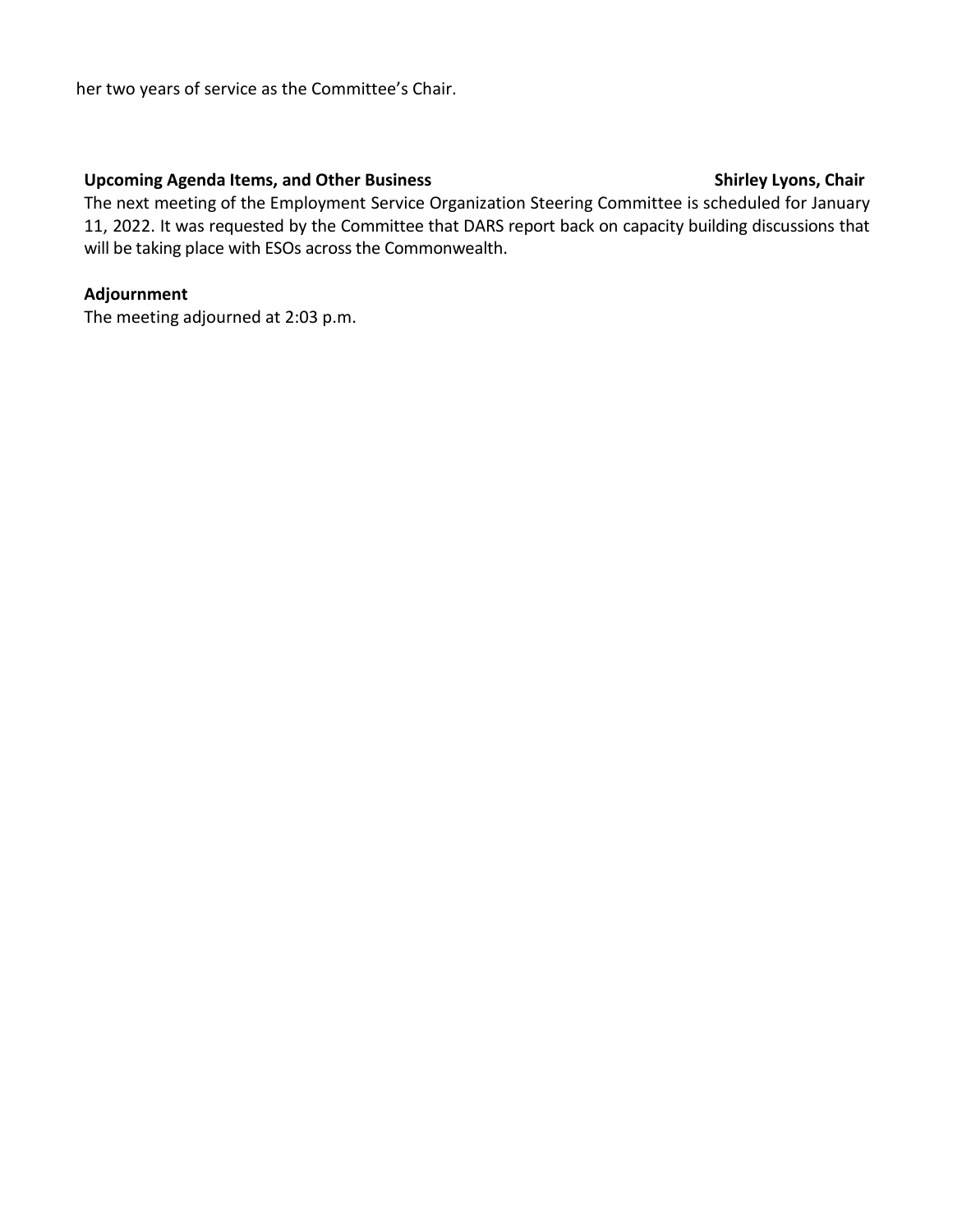her two years of service as the Committee's Chair.

**Upcoming Agenda Items, and Other Business** **Shirley Lyons, Chair**

The next meeting of the Employment Service Organization Steering Committee is scheduled for January 11, 2022. It was requested by the Committee that DARS report back on capacity building discussions that will be taking place with ESOs across the Commonwealth.

**Adjournment**

The meeting adjourned at 2:03 p.m.